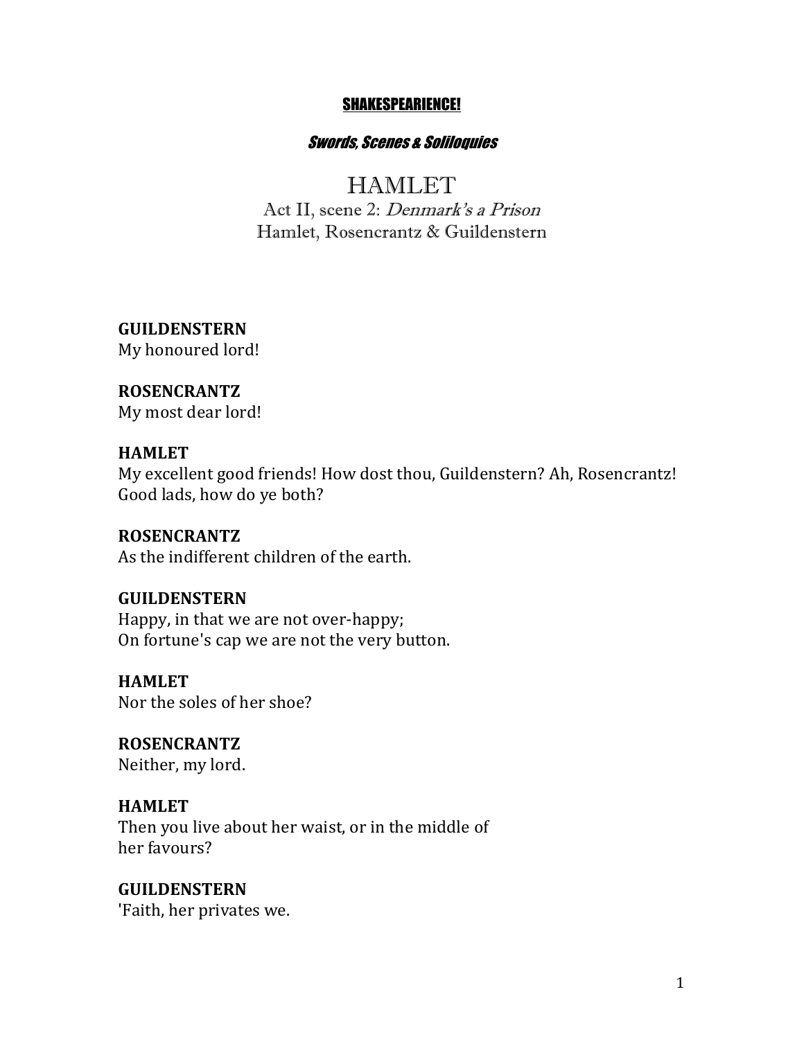**<u>SHAKESPEARIENCE!</u>**

***Swords, Scenes & Soliloquies***

# HAMLET

## Act II, scene 2: *Denmark's a Prison*

## Hamlet, Rosencrantz & Guildenstern

**GUILDENSTERN**
My honoured lord!

**ROSENCRANTZ**
My most dear lord!

**HAMLET**
My excellent good friends! How dost thou, Guildenstern? Ah, Rosencrantz!
Good lads, how do ye both?

**ROSENCRANTZ**
As the indifferent children of the earth.

**GUILDENSTERN**
Happy, in that we are not over-happy;
On fortune's cap we are not the very button.

**HAMLET**
Nor the soles of her shoe?

**ROSENCRANTZ**
Neither, my lord.

**HAMLET**
Then you live about her waist, or in the middle of
her favours?

**GUILDENSTERN**
'Faith, her privates we.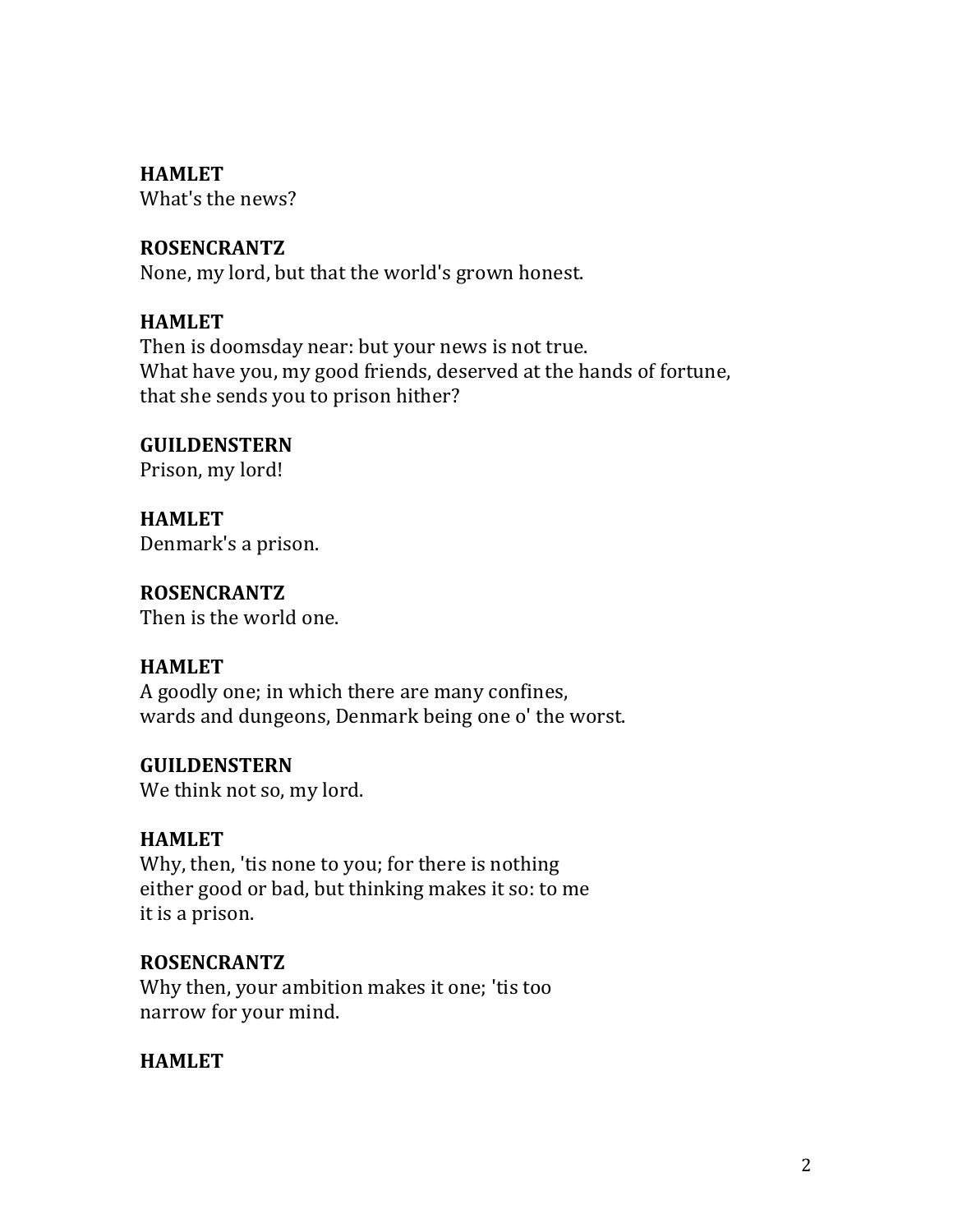**HAMLET**
What's the news?

**ROSENCRANTZ**
None, my lord, but that the world's grown honest.

**HAMLET**
Then is doomsday near: but your news is not true.
What have you, my good friends, deserved at the hands of fortune,
that she sends you to prison hither?

**GUILDENSTERN**
Prison, my lord!

**HAMLET**
Denmark's a prison.

**ROSENCRANTZ**
Then is the world one.

**HAMLET**
A goodly one; in which there are many confines,
wards and dungeons, Denmark being one o' the worst.

**GUILDENSTERN**
We think not so, my lord.

**HAMLET**
Why, then, 'tis none to you; for there is nothing
either good or bad, but thinking makes it so: to me
it is a prison.

**ROSENCRANTZ**
Why then, your ambition makes it one; 'tis too
narrow for your mind.

**HAMLET**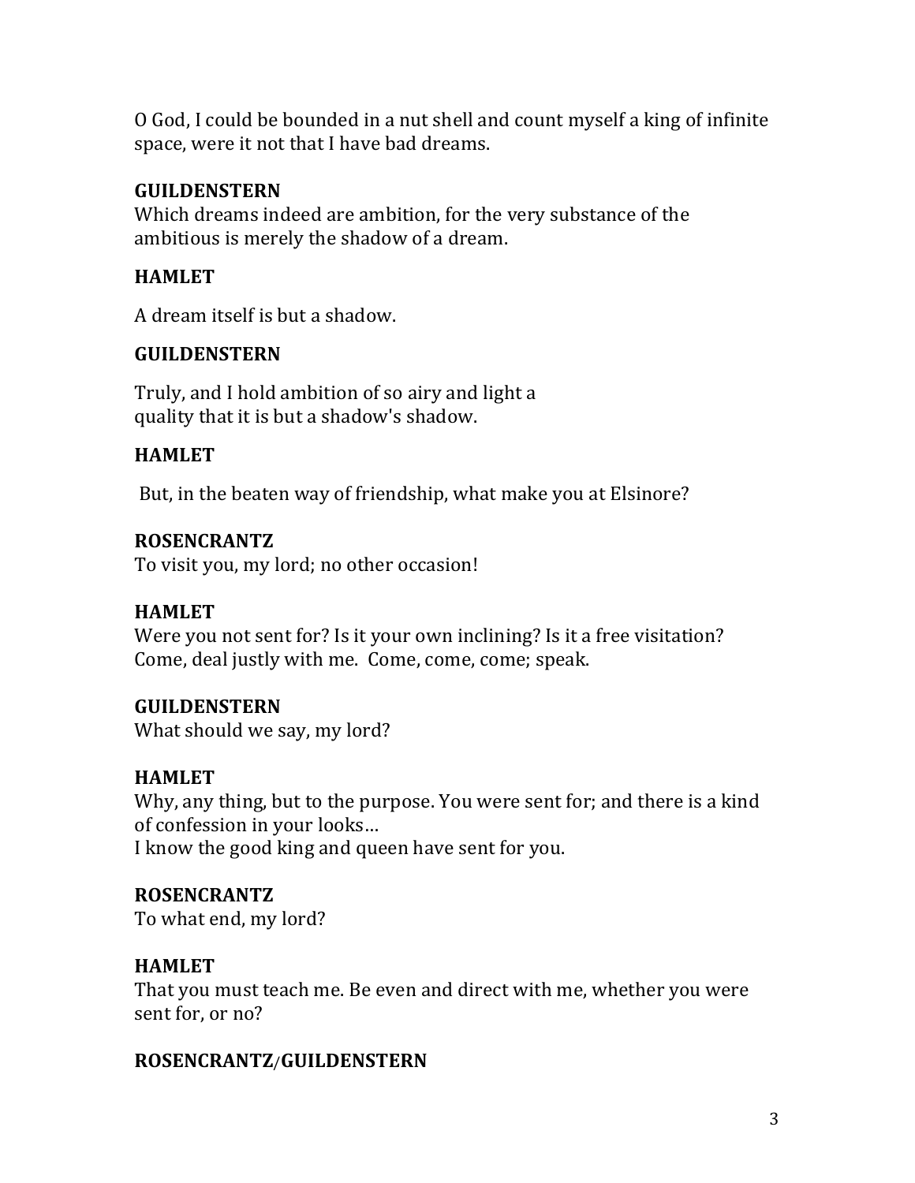O God, I could be bounded in a nut shell and count myself a king of infinite space, were it not that I have bad dreams.

**GUILDENSTERN**
Which dreams indeed are ambition, for the very substance of the ambitious is merely the shadow of a dream.

**HAMLET**

A dream itself is but a shadow.

**GUILDENSTERN**

Truly, and I hold ambition of so airy and light a
quality that it is but a shadow's shadow.

**HAMLET**

But, in the beaten way of friendship, what make you at Elsinore?

**ROSENCRANTZ**
To visit you, my lord; no other occasion!

**HAMLET**
Were you not sent for? Is it your own inclining? Is it a free visitation?
Come, deal justly with me. Come, come, come; speak.

**GUILDENSTERN**
What should we say, my lord?

**HAMLET**
Why, any thing, but to the purpose. You were sent for; and there is a kind of confession in your looks…
I know the good king and queen have sent for you.

**ROSENCRANTZ**
To what end, my lord?

**HAMLET**
That you must teach me. Be even and direct with me, whether you were sent for, or no?

**ROSENCRANTZ/GUILDENSTERN**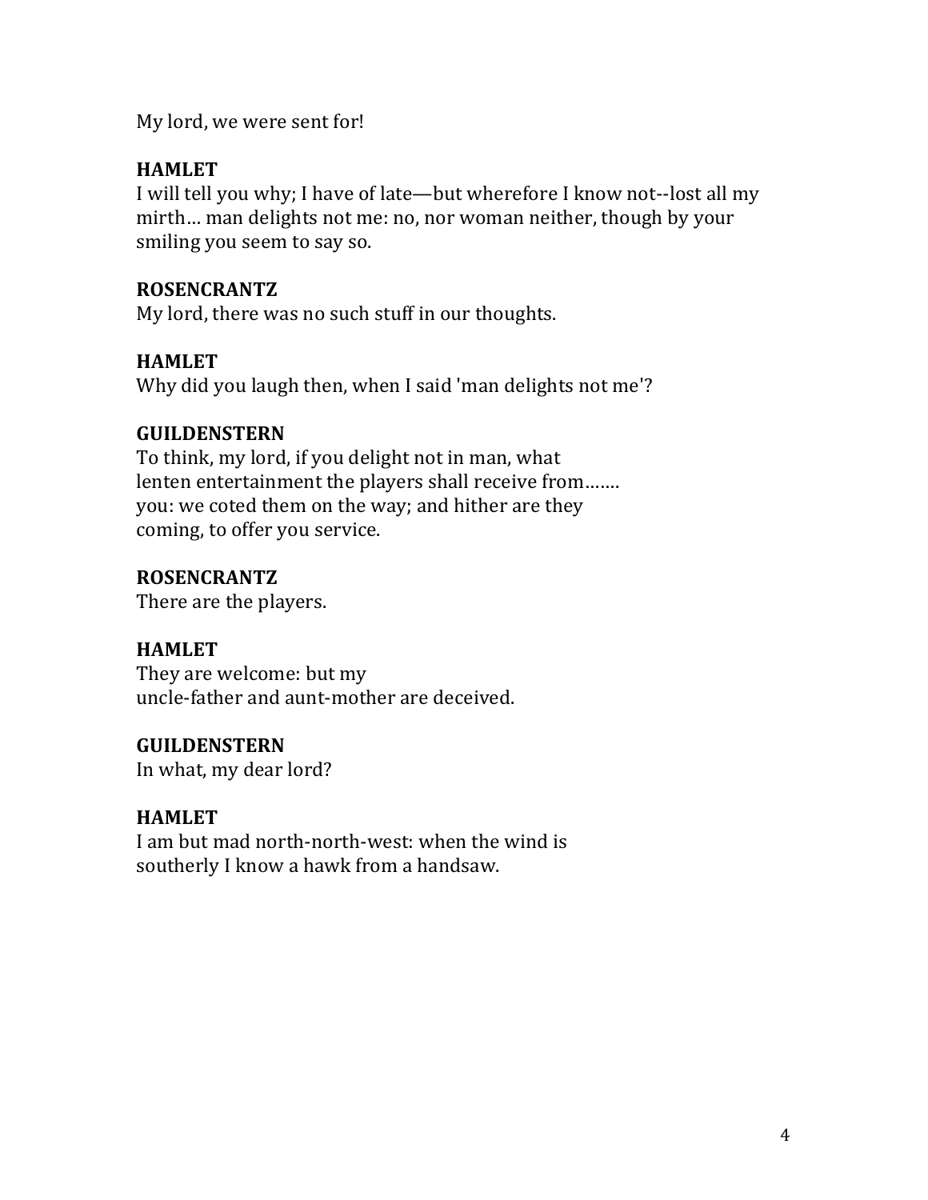My lord, we were sent for!

**HAMLET**
I will tell you why; I have of late—but wherefore I know not--lost all my mirth… man delights not me: no, nor woman neither, though by your smiling you seem to say so.

**ROSENCRANTZ**
My lord, there was no such stuff in our thoughts.

**HAMLET**
Why did you laugh then, when I said 'man delights not me'?

**GUILDENSTERN**
To think, my lord, if you delight not in man, what lenten entertainment the players shall receive from……. you: we coted them on the way; and hither are they coming, to offer you service.

**ROSENCRANTZ**
There are the players.

**HAMLET**
They are welcome: but my uncle-father and aunt-mother are deceived.

**GUILDENSTERN**
In what, my dear lord?

**HAMLET**
I am but mad north-north-west: when the wind is southerly I know a hawk from a handsaw.